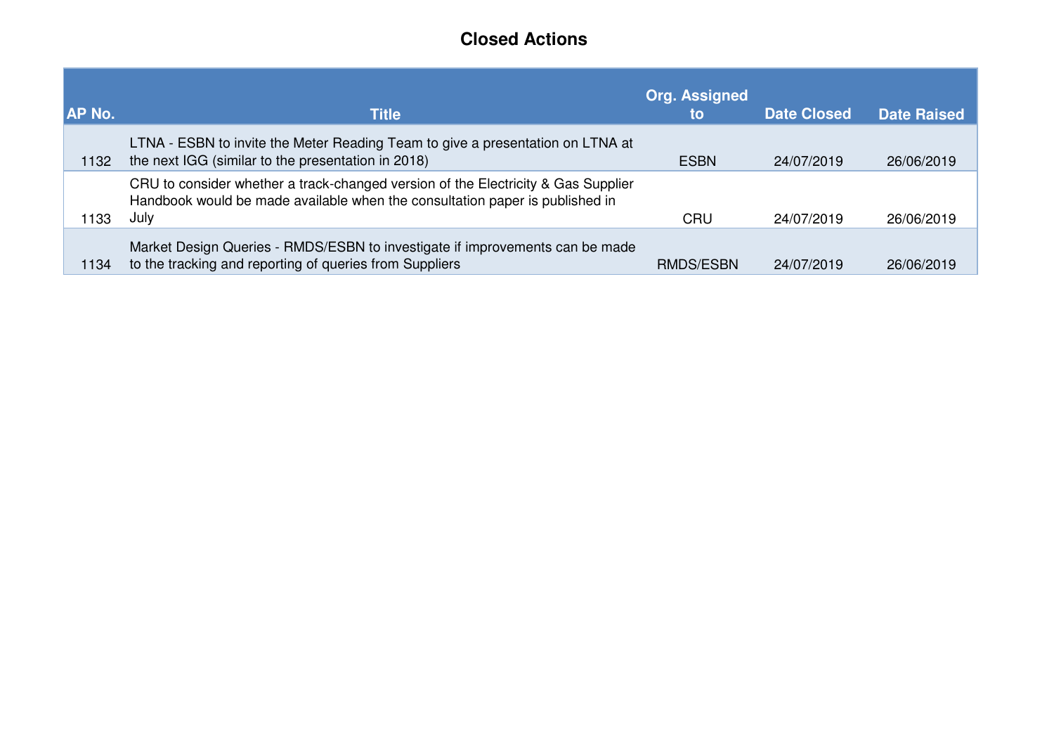# Closed Actions

| AP No. | Title | Org. Assigned to | Date Closed | Date Raised |
|---|---|---|---|---|
| 1132 | LTNA - ESBN to invite the Meter Reading Team to give a presentation on LTNA at the next IGG (similar to the presentation in 2018) | ESBN | 24/07/2019 | 26/06/2019 |
| 1133 | CRU to consider whether a track-changed version of the Electricity & Gas Supplier Handbook would be made available when the consultation paper is published in July | CRU | 24/07/2019 | 26/06/2019 |
| 1134 | Market Design Queries - RMDS/ESBN to investigate if improvements can be made to the tracking and reporting of queries from Suppliers | RMDS/ESBN | 24/07/2019 | 26/06/2019 |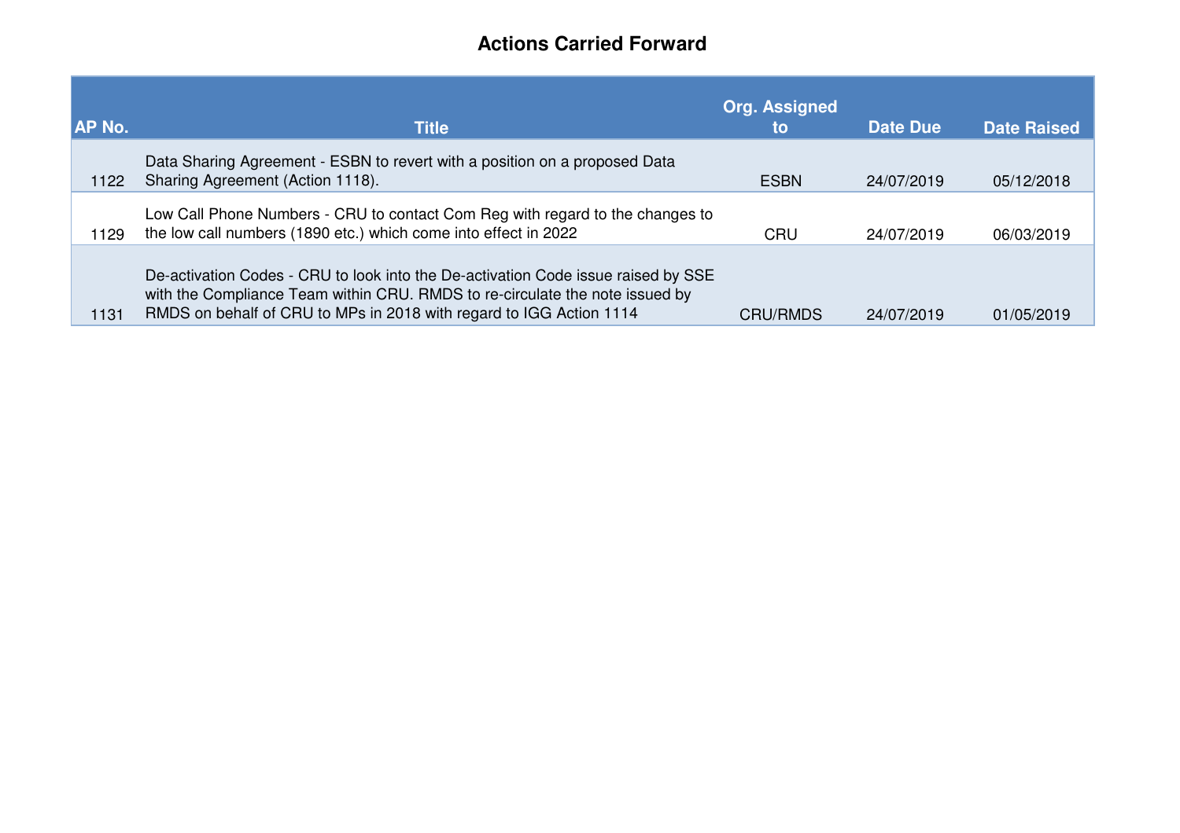# Actions Carried Forward

| AP No. | Title | Org. Assigned to | Date Due | Date Raised |
|---|---|---|---|---|
| 1122 | Data Sharing Agreement - ESBN to revert with a position on a proposed Data Sharing Agreement (Action 1118). | ESBN | 24/07/2019 | 05/12/2018 |
| 1129 | Low Call Phone Numbers - CRU to contact Com Reg with regard to the changes to the low call numbers (1890 etc.) which come into effect in 2022 | CRU | 24/07/2019 | 06/03/2019 |
| 1131 | De-activation Codes - CRU to look into the De-activation Code issue raised by SSE with the Compliance Team within CRU. RMDS to re-circulate the note issued by RMDS on behalf of CRU to MPs in 2018 with regard to IGG Action 1114 | CRU/RMDS | 24/07/2019 | 01/05/2019 |